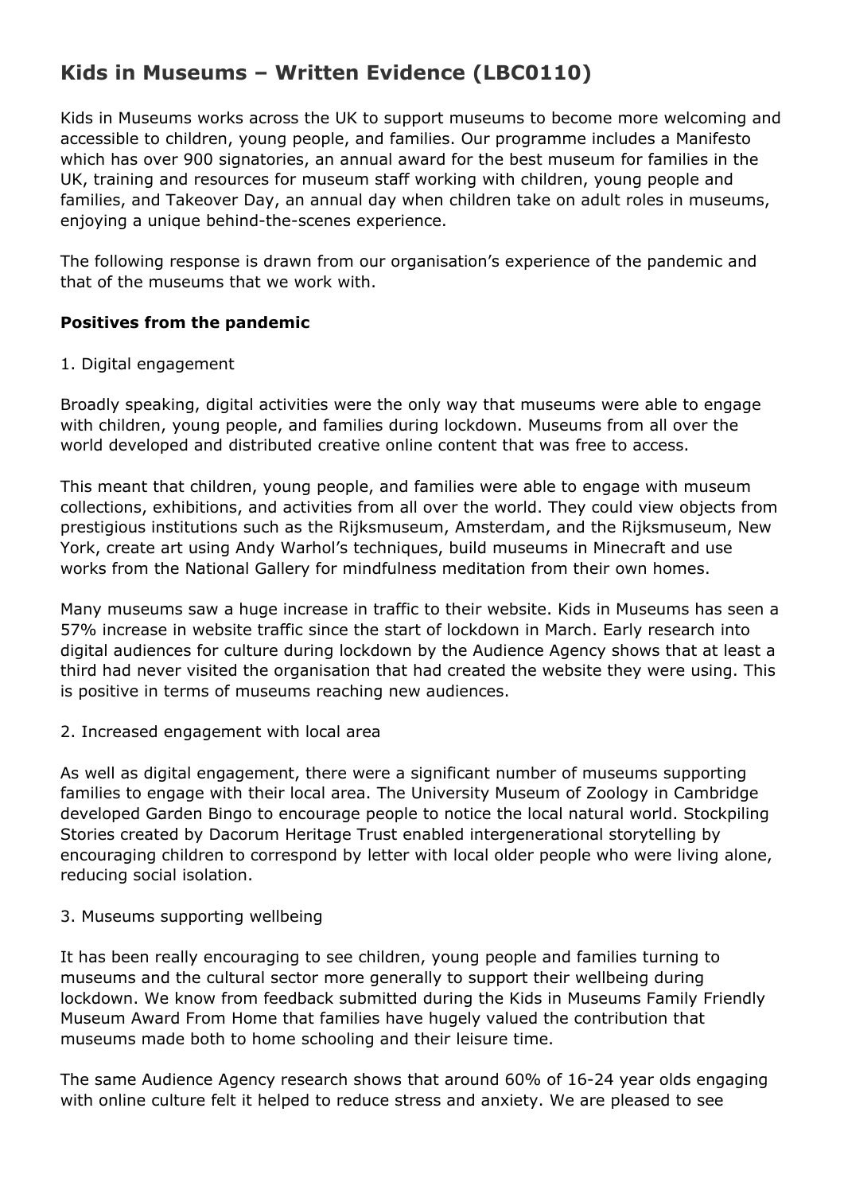# Kids in Museums – Written Evidence (LBC0110)

Kids in Museums works across the UK to support museums to become more welcoming and accessible to children, young people, and families. Our programme includes a Manifesto which has over 900 signatories, an annual award for the best museum for families in the UK, training and resources for museum staff working with children, young people and families, and Takeover Day, an annual day when children take on adult roles in museums, enjoying a unique behind-the-scenes experience.

The following response is drawn from our organisation's experience of the pandemic and that of the museums that we work with.

**Positives from the pandemic**

1. Digital engagement

Broadly speaking, digital activities were the only way that museums were able to engage with children, young people, and families during lockdown. Museums from all over the world developed and distributed creative online content that was free to access.

This meant that children, young people, and families were able to engage with museum collections, exhibitions, and activities from all over the world. They could view objects from prestigious institutions such as the Rijksmuseum, Amsterdam, and the Rijksmuseum, New York, create art using Andy Warhol's techniques, build museums in Minecraft and use works from the National Gallery for mindfulness meditation from their own homes.

Many museums saw a huge increase in traffic to their website. Kids in Museums has seen a 57% increase in website traffic since the start of lockdown in March. Early research into digital audiences for culture during lockdown by the Audience Agency shows that at least a third had never visited the organisation that had created the website they were using. This is positive in terms of museums reaching new audiences.

2. Increased engagement with local area

As well as digital engagement, there were a significant number of museums supporting families to engage with their local area. The University Museum of Zoology in Cambridge developed Garden Bingo to encourage people to notice the local natural world. Stockpiling Stories created by Dacorum Heritage Trust enabled intergenerational storytelling by encouraging children to correspond by letter with local older people who were living alone, reducing social isolation.

3. Museums supporting wellbeing

It has been really encouraging to see children, young people and families turning to museums and the cultural sector more generally to support their wellbeing during lockdown. We know from feedback submitted during the Kids in Museums Family Friendly Museum Award From Home that families have hugely valued the contribution that museums made both to home schooling and their leisure time.

The same Audience Agency research shows that around 60% of 16-24 year olds engaging with online culture felt it helped to reduce stress and anxiety. We are pleased to see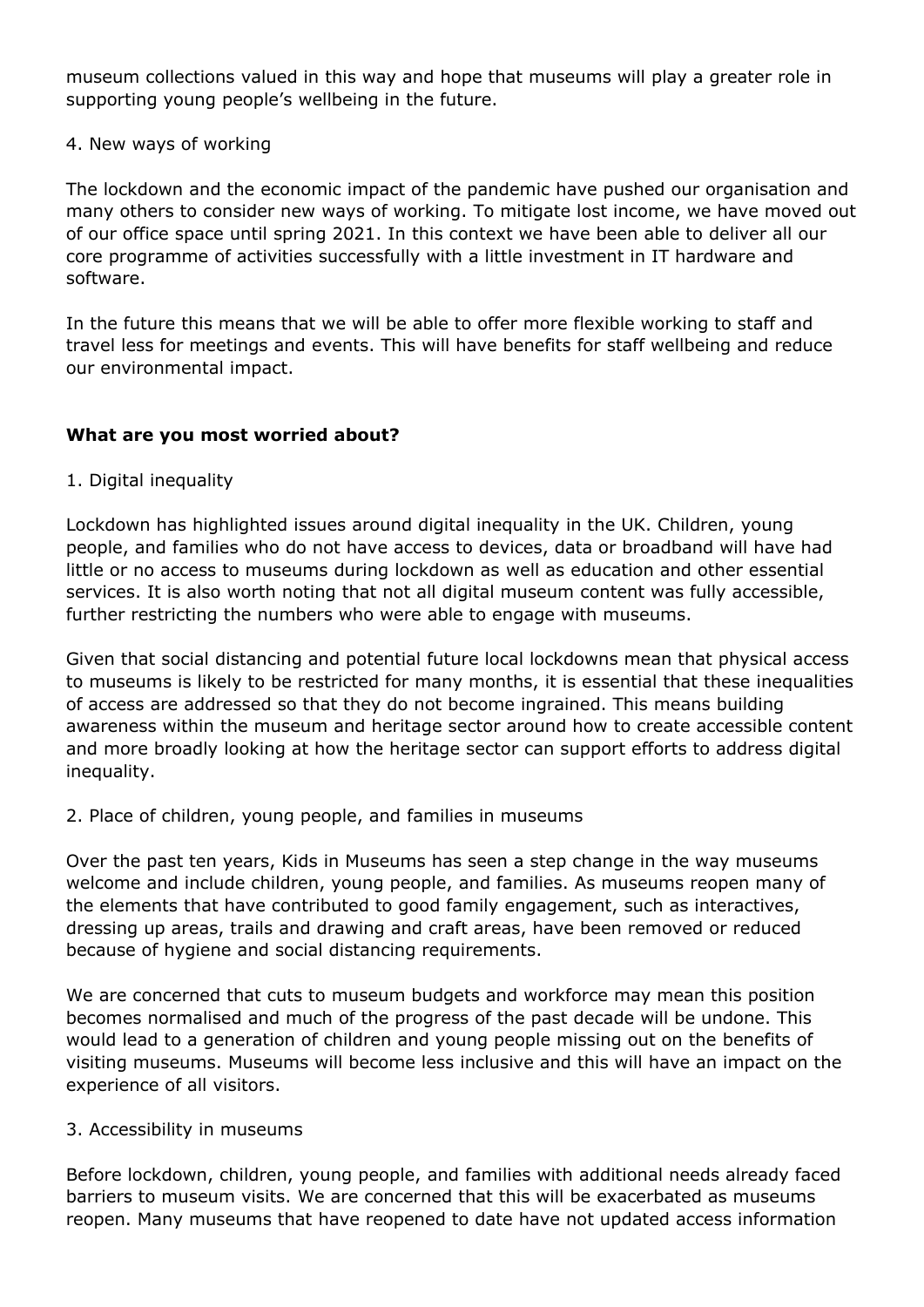museum collections valued in this way and hope that museums will play a greater role in supporting young people's wellbeing in the future.

4. New ways of working

The lockdown and the economic impact of the pandemic have pushed our organisation and many others to consider new ways of working. To mitigate lost income, we have moved out of our office space until spring 2021. In this context we have been able to deliver all our core programme of activities successfully with a little investment in IT hardware and software.

In the future this means that we will be able to offer more flexible working to staff and travel less for meetings and events. This will have benefits for staff wellbeing and reduce our environmental impact.

**What are you most worried about?**

1. Digital inequality

Lockdown has highlighted issues around digital inequality in the UK. Children, young people, and families who do not have access to devices, data or broadband will have had little or no access to museums during lockdown as well as education and other essential services. It is also worth noting that not all digital museum content was fully accessible, further restricting the numbers who were able to engage with museums.

Given that social distancing and potential future local lockdowns mean that physical access to museums is likely to be restricted for many months, it is essential that these inequalities of access are addressed so that they do not become ingrained. This means building awareness within the museum and heritage sector around how to create accessible content and more broadly looking at how the heritage sector can support efforts to address digital inequality.

2. Place of children, young people, and families in museums

Over the past ten years, Kids in Museums has seen a step change in the way museums welcome and include children, young people, and families. As museums reopen many of the elements that have contributed to good family engagement, such as interactives, dressing up areas, trails and drawing and craft areas, have been removed or reduced because of hygiene and social distancing requirements.

We are concerned that cuts to museum budgets and workforce may mean this position becomes normalised and much of the progress of the past decade will be undone. This would lead to a generation of children and young people missing out on the benefits of visiting museums. Museums will become less inclusive and this will have an impact on the experience of all visitors.

3. Accessibility in museums

Before lockdown, children, young people, and families with additional needs already faced barriers to museum visits. We are concerned that this will be exacerbated as museums reopen. Many museums that have reopened to date have not updated access information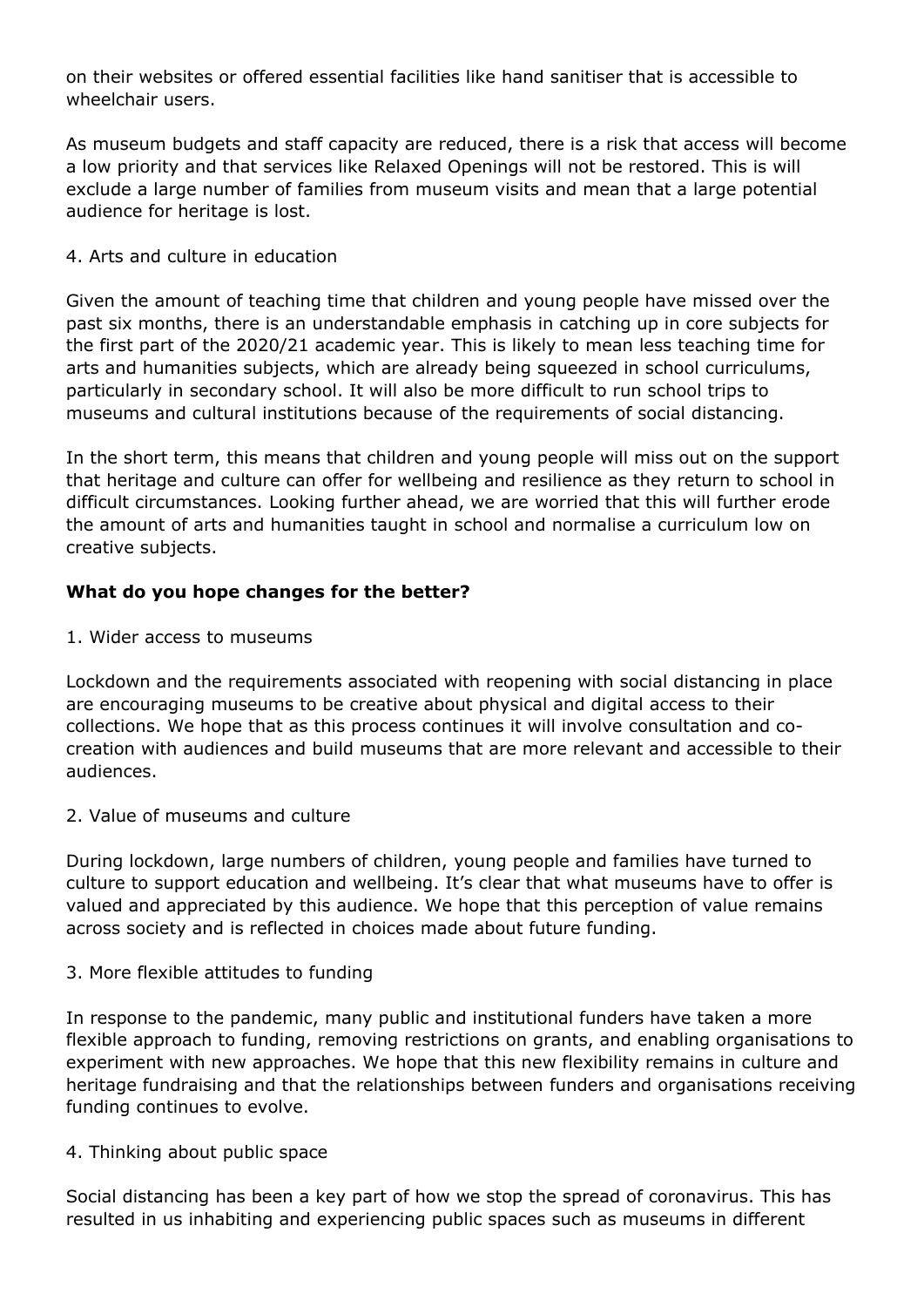on their websites or offered essential facilities like hand sanitiser that is accessible to wheelchair users.

As museum budgets and staff capacity are reduced, there is a risk that access will become a low priority and that services like Relaxed Openings will not be restored. This is will exclude a large number of families from museum visits and mean that a large potential audience for heritage is lost.

4. Arts and culture in education

Given the amount of teaching time that children and young people have missed over the past six months, there is an understandable emphasis in catching up in core subjects for the first part of the 2020/21 academic year. This is likely to mean less teaching time for arts and humanities subjects, which are already being squeezed in school curriculums, particularly in secondary school. It will also be more difficult to run school trips to museums and cultural institutions because of the requirements of social distancing.

In the short term, this means that children and young people will miss out on the support that heritage and culture can offer for wellbeing and resilience as they return to school in difficult circumstances. Looking further ahead, we are worried that this will further erode the amount of arts and humanities taught in school and normalise a curriculum low on creative subjects.

**What do you hope changes for the better?**

1. Wider access to museums

Lockdown and the requirements associated with reopening with social distancing in place are encouraging museums to be creative about physical and digital access to their collections. We hope that as this process continues it will involve consultation and co-creation with audiences and build museums that are more relevant and accessible to their audiences.

2. Value of museums and culture

During lockdown, large numbers of children, young people and families have turned to culture to support education and wellbeing. It's clear that what museums have to offer is valued and appreciated by this audience. We hope that this perception of value remains across society and is reflected in choices made about future funding.

3. More flexible attitudes to funding

In response to the pandemic, many public and institutional funders have taken a more flexible approach to funding, removing restrictions on grants, and enabling organisations to experiment with new approaches. We hope that this new flexibility remains in culture and heritage fundraising and that the relationships between funders and organisations receiving funding continues to evolve.

4. Thinking about public space

Social distancing has been a key part of how we stop the spread of coronavirus. This has resulted in us inhabiting and experiencing public spaces such as museums in different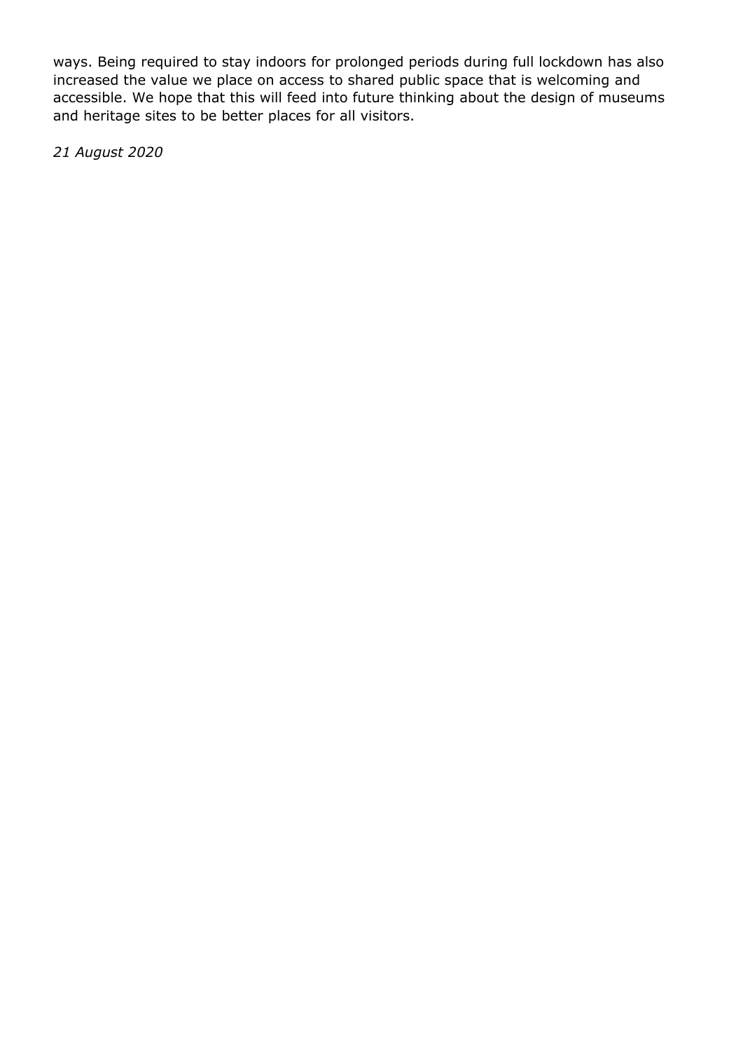ways. Being required to stay indoors for prolonged periods during full lockdown has also increased the value we place on access to shared public space that is welcoming and accessible. We hope that this will feed into future thinking about the design of museums and heritage sites to be better places for all visitors.

*21 August 2020*